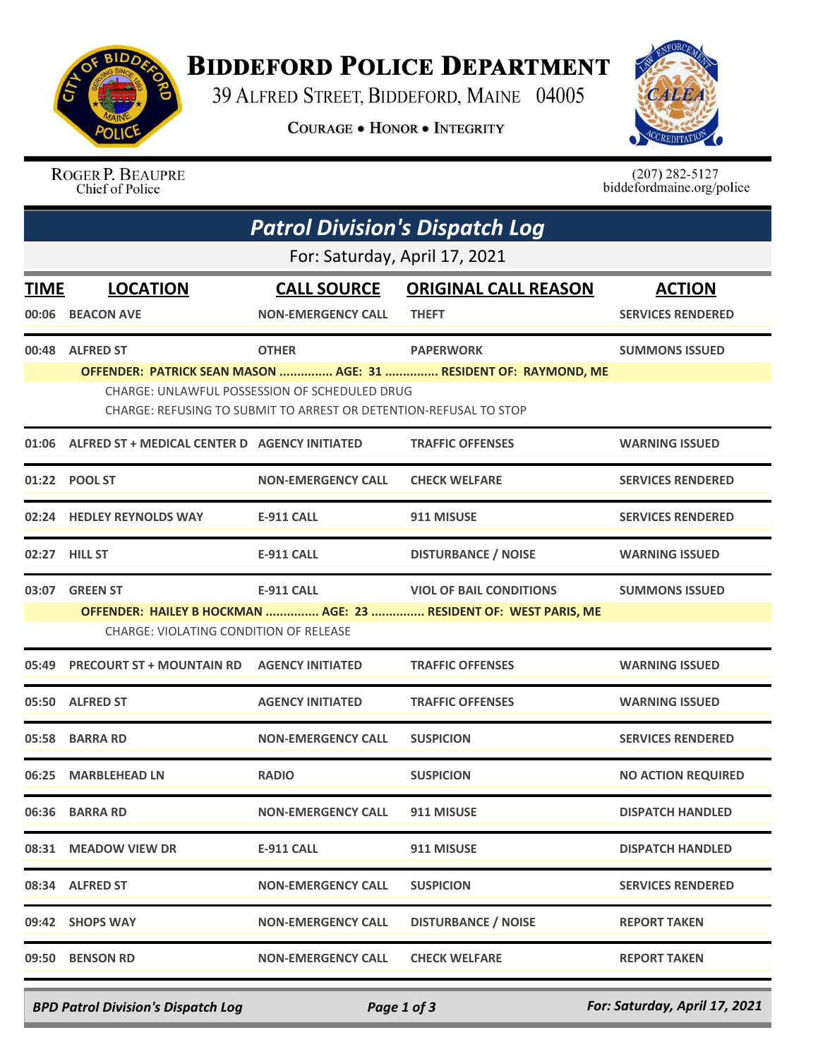# Biddeford Police Department

39 Alfred Street, Biddeford, Maine 04005

**Courage • Honor • Integrity**

Roger P. Beaupre
Chief of Police

(207) 282-5127
biddefordmaine.org/police

## *Patrol Division's Dispatch Log*

For: Saturday, April 17, 2021

| TIME | LOCATION | CALL SOURCE | ORIGINAL CALL REASON | ACTION |
|---|---|---|---|---|
| 00:06 | BEACON AVE | NON-EMERGENCY CALL | THEFT | SERVICES RENDERED |
| 00:48 | ALFRED ST | OTHER | PAPERWORK | SUMMONS ISSUED |
| | **OFFENDER: PATRICK SEAN MASON ............... AGE: 31 ............... RESIDENT OF: RAYMOND, ME** | | | |
| | CHARGE: UNLAWFUL POSSESSION OF SCHEDULED DRUG | | | |
| | CHARGE: REFUSING TO SUBMIT TO ARREST OR DETENTION-REFUSAL TO STOP | | | |
| 01:06 | ALFRED ST + MEDICAL CENTER D | AGENCY INITIATED | TRAFFIC OFFENSES | WARNING ISSUED |
| 01:22 | POOL ST | NON-EMERGENCY CALL | CHECK WELFARE | SERVICES RENDERED |
| 02:24 | HEDLEY REYNOLDS WAY | E-911 CALL | 911 MISUSE | SERVICES RENDERED |
| 02:27 | HILL ST | E-911 CALL | DISTURBANCE / NOISE | WARNING ISSUED |
| 03:07 | GREEN ST | E-911 CALL | VIOL OF BAIL CONDITIONS | SUMMONS ISSUED |
| | **OFFENDER: HAILEY B HOCKMAN ............... AGE: 23 ............... RESIDENT OF: WEST PARIS, ME** | | | |
| | CHARGE: VIOLATING CONDITION OF RELEASE | | | |
| 05:49 | PRECOURT ST + MOUNTAIN RD | AGENCY INITIATED | TRAFFIC OFFENSES | WARNING ISSUED |
| 05:50 | ALFRED ST | AGENCY INITIATED | TRAFFIC OFFENSES | WARNING ISSUED |
| 05:58 | BARRA RD | NON-EMERGENCY CALL | SUSPICION | SERVICES RENDERED |
| 06:25 | MARBLEHEAD LN | RADIO | SUSPICION | NO ACTION REQUIRED |
| 06:36 | BARRA RD | NON-EMERGENCY CALL | 911 MISUSE | DISPATCH HANDLED |
| 08:31 | MEADOW VIEW DR | E-911 CALL | 911 MISUSE | DISPATCH HANDLED |
| 08:34 | ALFRED ST | NON-EMERGENCY CALL | SUSPICION | SERVICES RENDERED |
| 09:42 | SHOPS WAY | NON-EMERGENCY CALL | DISTURBANCE / NOISE | REPORT TAKEN |
| 09:50 | BENSON RD | NON-EMERGENCY CALL | CHECK WELFARE | REPORT TAKEN |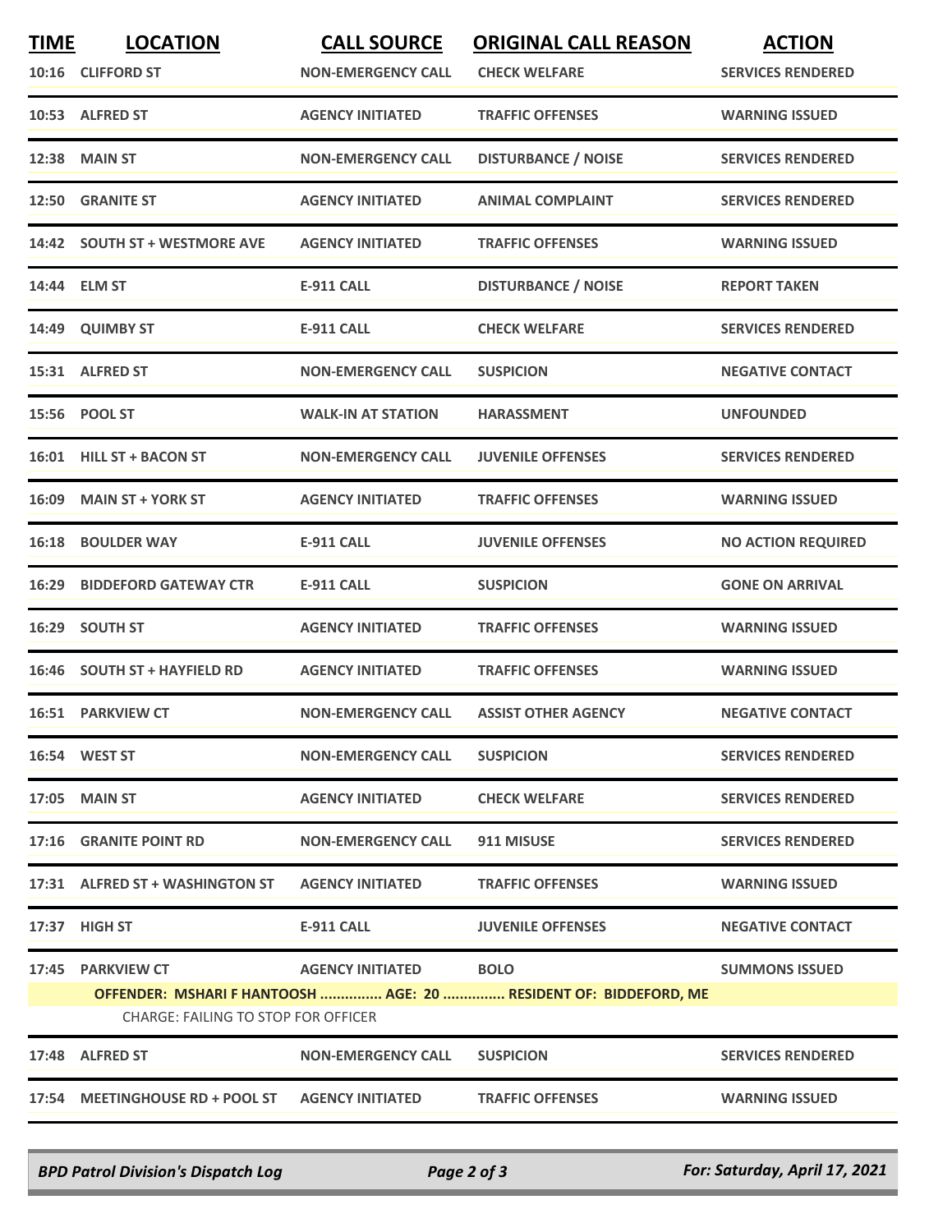| TIME | LOCATION | CALL SOURCE | ORIGINAL CALL REASON | ACTION |
|---|---|---|---|---|
| 10:16 | CLIFFORD ST | NON-EMERGENCY CALL | CHECK WELFARE | SERVICES RENDERED |
| 10:53 | ALFRED ST | AGENCY INITIATED | TRAFFIC OFFENSES | WARNING ISSUED |
| 12:38 | MAIN ST | NON-EMERGENCY CALL | DISTURBANCE / NOISE | SERVICES RENDERED |
| 12:50 | GRANITE ST | AGENCY INITIATED | ANIMAL COMPLAINT | SERVICES RENDERED |
| 14:42 | SOUTH ST + WESTMORE AVE | AGENCY INITIATED | TRAFFIC OFFENSES | WARNING ISSUED |
| 14:44 | ELM ST | E-911 CALL | DISTURBANCE / NOISE | REPORT TAKEN |
| 14:49 | QUIMBY ST | E-911 CALL | CHECK WELFARE | SERVICES RENDERED |
| 15:31 | ALFRED ST | NON-EMERGENCY CALL | SUSPICION | NEGATIVE CONTACT |
| 15:56 | POOL ST | WALK-IN AT STATION | HARASSMENT | UNFOUNDED |
| 16:01 | HILL ST + BACON ST | NON-EMERGENCY CALL | JUVENILE OFFENSES | SERVICES RENDERED |
| 16:09 | MAIN ST + YORK ST | AGENCY INITIATED | TRAFFIC OFFENSES | WARNING ISSUED |
| 16:18 | BOULDER WAY | E-911 CALL | JUVENILE OFFENSES | NO ACTION REQUIRED |
| 16:29 | BIDDEFORD GATEWAY CTR | E-911 CALL | SUSPICION | GONE ON ARRIVAL |
| 16:29 | SOUTH ST | AGENCY INITIATED | TRAFFIC OFFENSES | WARNING ISSUED |
| 16:46 | SOUTH ST + HAYFIELD RD | AGENCY INITIATED | TRAFFIC OFFENSES | WARNING ISSUED |
| 16:51 | PARKVIEW CT | NON-EMERGENCY CALL | ASSIST OTHER AGENCY | NEGATIVE CONTACT |
| 16:54 | WEST ST | NON-EMERGENCY CALL | SUSPICION | SERVICES RENDERED |
| 17:05 | MAIN ST | AGENCY INITIATED | CHECK WELFARE | SERVICES RENDERED |
| 17:16 | GRANITE POINT RD | NON-EMERGENCY CALL | 911 MISUSE | SERVICES RENDERED |
| 17:31 | ALFRED ST + WASHINGTON ST | AGENCY INITIATED | TRAFFIC OFFENSES | WARNING ISSUED |
| 17:37 | HIGH ST | E-911 CALL | JUVENILE OFFENSES | NEGATIVE CONTACT |
| 17:45 | PARKVIEW CT | AGENCY INITIATED | BOLO | SUMMONS ISSUED |
| | OFFENDER: MSHARI F HANTOOSH ............... AGE: 20 ............... RESIDENT OF: BIDDEFORD, ME | | | |
| | CHARGE: FAILING TO STOP FOR OFFICER | | | |
| 17:48 | ALFRED ST | NON-EMERGENCY CALL | SUSPICION | SERVICES RENDERED |
| 17:54 | MEETINGHOUSE RD + POOL ST | AGENCY INITIATED | TRAFFIC OFFENSES | WARNING ISSUED |

*BPD Patrol Division's Dispatch Log* — *For: Saturday, April 17, 2021*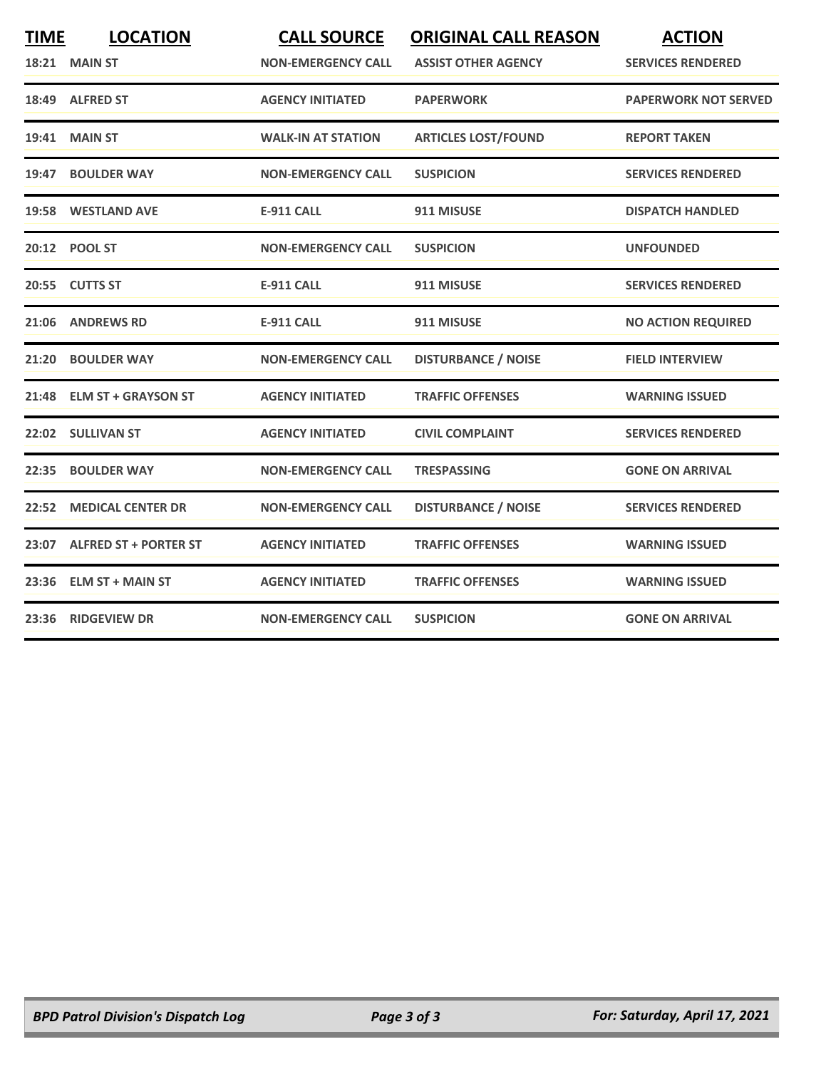| TIME | LOCATION | CALL SOURCE | ORIGINAL CALL REASON | ACTION |
| --- | --- | --- | --- | --- |
| 18:21 | MAIN ST | NON-EMERGENCY CALL | ASSIST OTHER AGENCY | SERVICES RENDERED |
| 18:49 | ALFRED ST | AGENCY INITIATED | PAPERWORK | PAPERWORK NOT SERVED |
| 19:41 | MAIN ST | WALK-IN AT STATION | ARTICLES LOST/FOUND | REPORT TAKEN |
| 19:47 | BOULDER WAY | NON-EMERGENCY CALL | SUSPICION | SERVICES RENDERED |
| 19:58 | WESTLAND AVE | E-911 CALL | 911 MISUSE | DISPATCH HANDLED |
| 20:12 | POOL ST | NON-EMERGENCY CALL | SUSPICION | UNFOUNDED |
| 20:55 | CUTTS ST | E-911 CALL | 911 MISUSE | SERVICES RENDERED |
| 21:06 | ANDREWS RD | E-911 CALL | 911 MISUSE | NO ACTION REQUIRED |
| 21:20 | BOULDER WAY | NON-EMERGENCY CALL | DISTURBANCE / NOISE | FIELD INTERVIEW |
| 21:48 | ELM ST + GRAYSON ST | AGENCY INITIATED | TRAFFIC OFFENSES | WARNING ISSUED |
| 22:02 | SULLIVAN ST | AGENCY INITIATED | CIVIL COMPLAINT | SERVICES RENDERED |
| 22:35 | BOULDER WAY | NON-EMERGENCY CALL | TRESPASSING | GONE ON ARRIVAL |
| 22:52 | MEDICAL CENTER DR | NON-EMERGENCY CALL | DISTURBANCE / NOISE | SERVICES RENDERED |
| 23:07 | ALFRED ST + PORTER ST | AGENCY INITIATED | TRAFFIC OFFENSES | WARNING ISSUED |
| 23:36 | ELM ST + MAIN ST | AGENCY INITIATED | TRAFFIC OFFENSES | WARNING ISSUED |
| 23:36 | RIDGEVIEW DR | NON-EMERGENCY CALL | SUSPICION | GONE ON ARRIVAL |